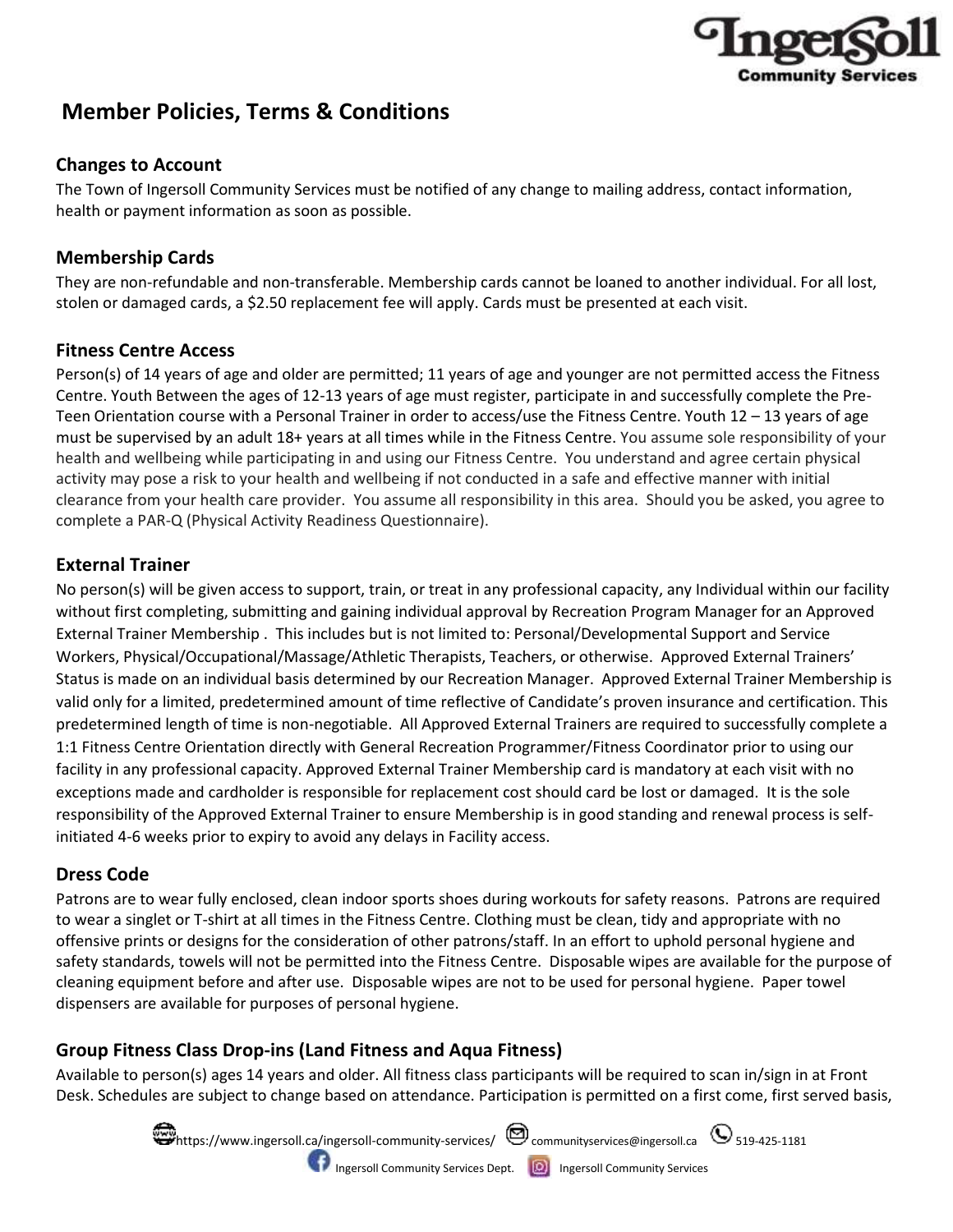# Member Policies, Terms & Conditions

## Changes to Account

The Town of Ingersoll Community Services must be notified of any change to mailing address, contact information, health or payment information as soon as possible.

## Membership Cards

They are non-refundable and non-transferable. Membership cards cannot be loaned to another individual. For all lost, stolen or damaged cards, a $2.50 replacement fee will apply. Cards must be presented at each visit.

## Fitness Centre Access

Person(s) of 14 years of age and older are permitted; 11 years of age and younger are not permitted access the Fitness Centre. Youth Between the ages of 12-13 years of age must register, participate in and successfully complete the Pre-Teen Orientation course with a Personal Trainer in order to access/use the Fitness Centre. Youth 12 – 13 years of age must be supervised by an adult 18+ years at all times while in the Fitness Centre. You assume sole responsibility of your health and wellbeing while participating in and using our Fitness Centre. You understand and agree certain physical activity may pose a risk to your health and wellbeing if not conducted in a safe and effective manner with initial clearance from your health care provider. You assume all responsibility in this area. Should you be asked, you agree to complete a PAR-Q (Physical Activity Readiness Questionnaire).

## External Trainer

No person(s) will be given access to support, train, or treat in any professional capacity, any Individual within our facility without first completing, submitting and gaining individual approval by Recreation Program Manager for an Approved External Trainer Membership . This includes but is not limited to: Personal/Developmental Support and Service Workers, Physical/Occupational/Massage/Athletic Therapists, Teachers, or otherwise. Approved External Trainers' Status is made on an individual basis determined by our Recreation Manager. Approved External Trainer Membership is valid only for a limited, predetermined amount of time reflective of Candidate's proven insurance and certification. This predetermined length of time is non-negotiable. All Approved External Trainers are required to successfully complete a 1:1 Fitness Centre Orientation directly with General Recreation Programmer/Fitness Coordinator prior to using our facility in any professional capacity. Approved External Trainer Membership card is mandatory at each visit with no exceptions made and cardholder is responsible for replacement cost should card be lost or damaged. It is the sole responsibility of the Approved External Trainer to ensure Membership is in good standing and renewal process is self-initiated 4-6 weeks prior to expiry to avoid any delays in Facility access.

## Dress Code

Patrons are to wear fully enclosed, clean indoor sports shoes during workouts for safety reasons. Patrons are required to wear a singlet or T-shirt at all times in the Fitness Centre. Clothing must be clean, tidy and appropriate with no offensive prints or designs for the consideration of other patrons/staff. In an effort to uphold personal hygiene and safety standards, towels will not be permitted into the Fitness Centre. Disposable wipes are available for the purpose of cleaning equipment before and after use. Disposable wipes are not to be used for personal hygiene. Paper towel dispensers are available for purposes of personal hygiene.

## Group Fitness Class Drop-ins (Land Fitness and Aqua Fitness)

Available to person(s) ages 14 years and older. All fitness class participants will be required to scan in/sign in at Front Desk. Schedules are subject to change based on attendance. Participation is permitted on a first come, first served basis,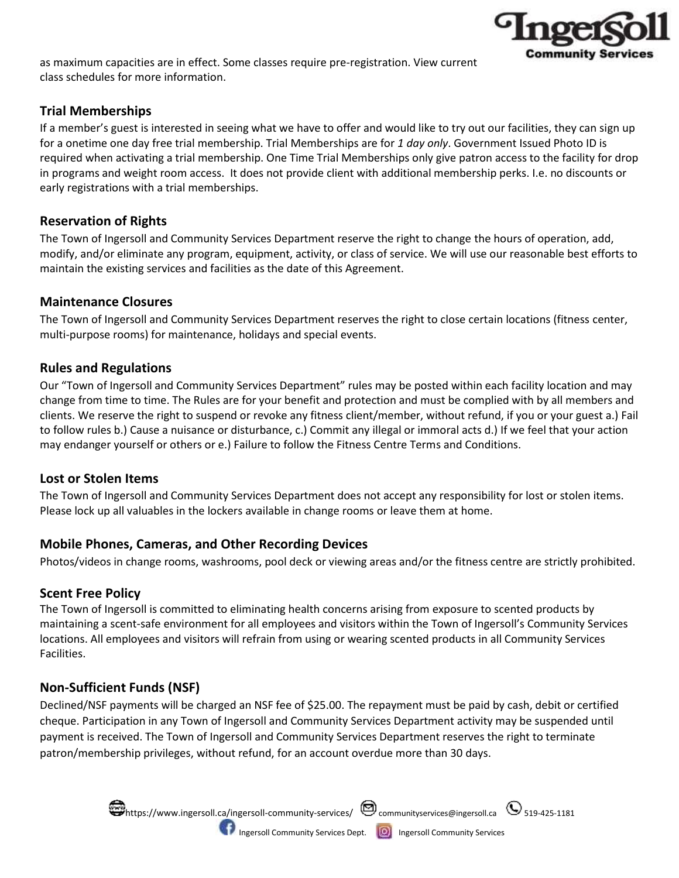as maximum capacities are in effect. Some classes require pre-registration. View current class schedules for more information.

## Trial Memberships

If a member's guest is interested in seeing what we have to offer and would like to try out our facilities, they can sign up for a onetime one day free trial membership. Trial Memberships are for *1 day only*. Government Issued Photo ID is required when activating a trial membership. One Time Trial Memberships only give patron access to the facility for drop in programs and weight room access. It does not provide client with additional membership perks. I.e. no discounts or early registrations with a trial memberships.

## Reservation of Rights

The Town of Ingersoll and Community Services Department reserve the right to change the hours of operation, add, modify, and/or eliminate any program, equipment, activity, or class of service. We will use our reasonable best efforts to maintain the existing services and facilities as the date of this Agreement.

## Maintenance Closures

The Town of Ingersoll and Community Services Department reserves the right to close certain locations (fitness center, multi-purpose rooms) for maintenance, holidays and special events.

## Rules and Regulations

Our "Town of Ingersoll and Community Services Department" rules may be posted within each facility location and may change from time to time. The Rules are for your benefit and protection and must be complied with by all members and clients. We reserve the right to suspend or revoke any fitness client/member, without refund, if you or your guest a.) Fail to follow rules b.) Cause a nuisance or disturbance, c.) Commit any illegal or immoral acts d.) If we feel that your action may endanger yourself or others or e.) Failure to follow the Fitness Centre Terms and Conditions.

## Lost or Stolen Items

The Town of Ingersoll and Community Services Department does not accept any responsibility for lost or stolen items. Please lock up all valuables in the lockers available in change rooms or leave them at home.

## Mobile Phones, Cameras, and Other Recording Devices

Photos/videos in change rooms, washrooms, pool deck or viewing areas and/or the fitness centre are strictly prohibited.

## Scent Free Policy

The Town of Ingersoll is committed to eliminating health concerns arising from exposure to scented products by maintaining a scent-safe environment for all employees and visitors within the Town of Ingersoll's Community Services locations. All employees and visitors will refrain from using or wearing scented products in all Community Services Facilities.

## Non-Sufficient Funds (NSF)

Declined/NSF payments will be charged an NSF fee of $25.00. The repayment must be paid by cash, debit or certified cheque. Participation in any Town of Ingersoll and Community Services Department activity may be suspended until payment is received. The Town of Ingersoll and Community Services Department reserves the right to terminate patron/membership privileges, without refund, for an account overdue more than 30 days.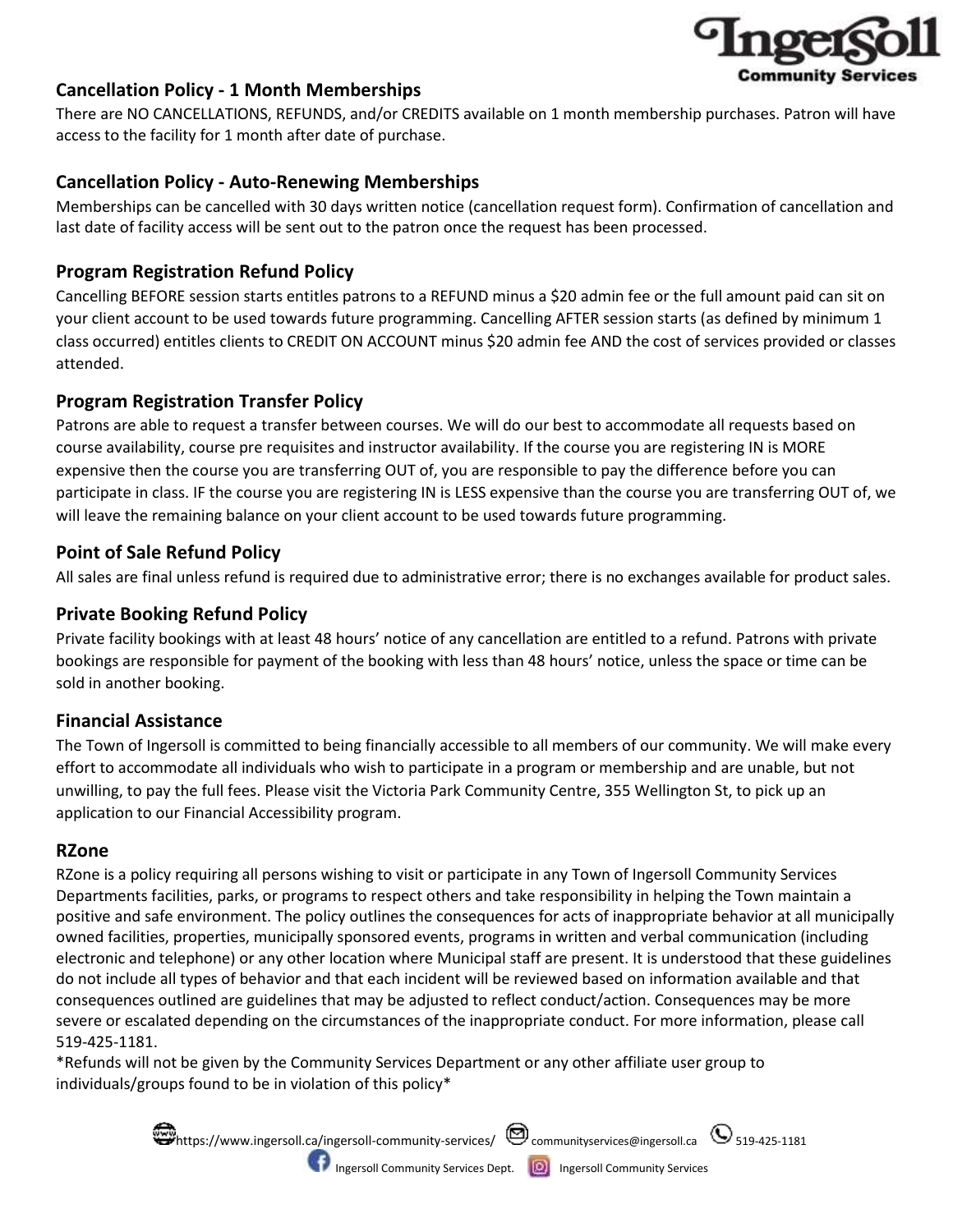## Cancellation Policy - 1 Month Memberships

There are NO CANCELLATIONS, REFUNDS, and/or CREDITS available on 1 month membership purchases. Patron will have access to the facility for 1 month after date of purchase.

## Cancellation Policy - Auto-Renewing Memberships

Memberships can be cancelled with 30 days written notice (cancellation request form). Confirmation of cancellation and last date of facility access will be sent out to the patron once the request has been processed.

## Program Registration Refund Policy

Cancelling BEFORE session starts entitles patrons to a REFUND minus a $20 admin fee or the full amount paid can sit on your client account to be used towards future programming. Cancelling AFTER session starts (as defined by minimum 1 class occurred) entitles clients to CREDIT ON ACCOUNT minus $20 admin fee AND the cost of services provided or classes attended.

## Program Registration Transfer Policy

Patrons are able to request a transfer between courses. We will do our best to accommodate all requests based on course availability, course pre requisites and instructor availability. If the course you are registering IN is MORE expensive then the course you are transferring OUT of, you are responsible to pay the difference before you can participate in class. IF the course you are registering IN is LESS expensive than the course you are transferring OUT of, we will leave the remaining balance on your client account to be used towards future programming.

## Point of Sale Refund Policy

All sales are final unless refund is required due to administrative error; there is no exchanges available for product sales.

## Private Booking Refund Policy

Private facility bookings with at least 48 hours' notice of any cancellation are entitled to a refund. Patrons with private bookings are responsible for payment of the booking with less than 48 hours' notice, unless the space or time can be sold in another booking.

## Financial Assistance

The Town of Ingersoll is committed to being financially accessible to all members of our community. We will make every effort to accommodate all individuals who wish to participate in a program or membership and are unable, but not unwilling, to pay the full fees. Please visit the Victoria Park Community Centre, 355 Wellington St, to pick up an application to our Financial Accessibility program.

## RZone

RZone is a policy requiring all persons wishing to visit or participate in any Town of Ingersoll Community Services Departments facilities, parks, or programs to respect others and take responsibility in helping the Town maintain a positive and safe environment. The policy outlines the consequences for acts of inappropriate behavior at all municipally owned facilities, properties, municipally sponsored events, programs in written and verbal communication (including electronic and telephone) or any other location where Municipal staff are present. It is understood that these guidelines do not include all types of behavior and that each incident will be reviewed based on information available and that consequences outlined are guidelines that may be adjusted to reflect conduct/action. Consequences may be more severe or escalated depending on the circumstances of the inappropriate conduct. For more information, please call 519-425-1181.

*Refunds will not be given by the Community Services Department or any other affiliate user group to individuals/groups found to be in violation of this policy*

https://www.ingersoll.ca/ingersoll-community-services/ communityservices@ingersoll.ca 519-425-1181

Ingersoll Community Services Dept. Ingersoll Community Services